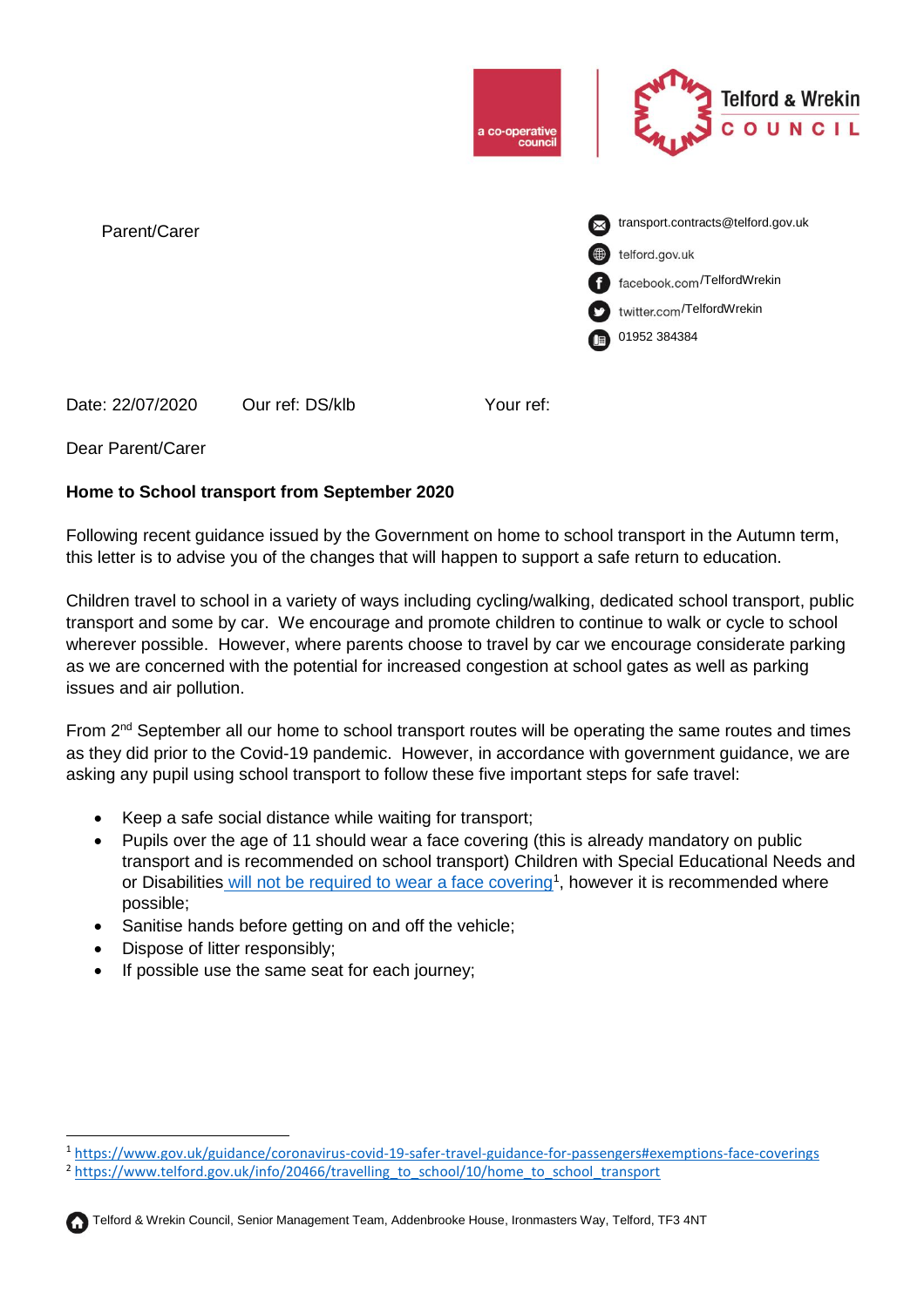a co-operative council | Telford & Wrekin COUNCIL

Parent/Carer

transport.contracts@telford.gov.uk
telford.gov.uk
facebook.com/TelfordWrekin
twitter.com/TelfordWrekin
01952 384384

Date: 22/07/2020 Our ref: DS/klb Your ref:

Dear Parent/Carer

**Home to School transport from September 2020**

Following recent guidance issued by the Government on home to school transport in the Autumn term, this letter is to advise you of the changes that will happen to support a safe return to education.

Children travel to school in a variety of ways including cycling/walking, dedicated school transport, public transport and some by car. We encourage and promote children to continue to walk or cycle to school wherever possible. However, where parents choose to travel by car we encourage considerate parking as we are concerned with the potential for increased congestion at school gates as well as parking issues and air pollution.

From 2nd September all our home to school transport routes will be operating the same routes and times as they did prior to the Covid-19 pandemic. However, in accordance with government guidance, we are asking any pupil using school transport to follow these five important steps for safe travel:

- Keep a safe social distance while waiting for transport;
- Pupils over the age of 11 should wear a face covering (this is already mandatory on public transport and is recommended on school transport) Children with Special Educational Needs and or Disabilities will not be required to wear a face covering[1], however it is recommended where possible;
- Sanitise hands before getting on and off the vehicle;
- Dispose of litter responsibly;
- If possible use the same seat for each journey;

[1] https://www.gov.uk/guidance/coronavirus-covid-19-safer-travel-guidance-for-passengers#exemptions-face-coverings

[2] https://www.telford.gov.uk/info/20466/travelling_to_school/10/home_to_school_transport

Telford & Wrekin Council, Senior Management Team, Addenbrooke House, Ironmasters Way, Telford, TF3 4NT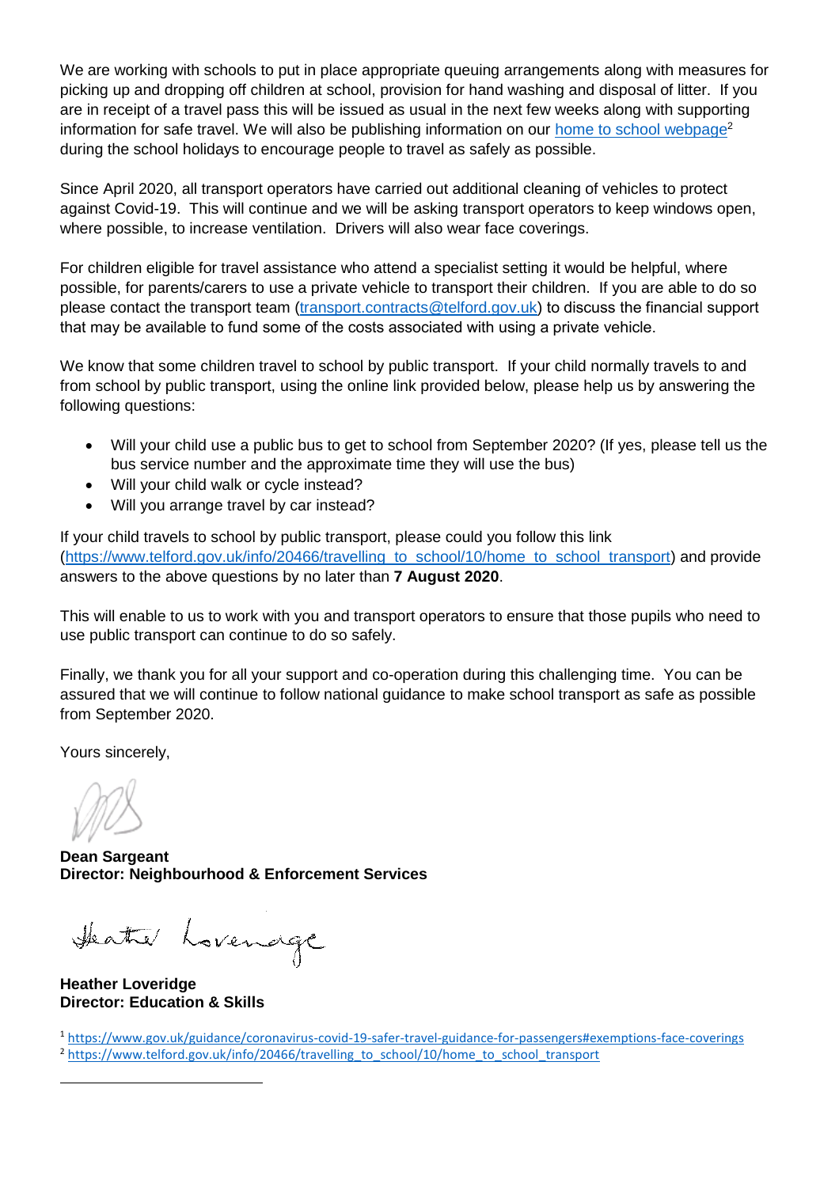We are working with schools to put in place appropriate queuing arrangements along with measures for picking up and dropping off children at school, provision for hand washing and disposal of litter. If you are in receipt of a travel pass this will be issued as usual in the next few weeks along with supporting information for safe travel. We will also be publishing information on our home to school webpage[2] during the school holidays to encourage people to travel as safely as possible.

Since April 2020, all transport operators have carried out additional cleaning of vehicles to protect against Covid-19. This will continue and we will be asking transport operators to keep windows open, where possible, to increase ventilation. Drivers will also wear face coverings.

For children eligible for travel assistance who attend a specialist setting it would be helpful, where possible, for parents/carers to use a private vehicle to transport their children. If you are able to do so please contact the transport team (transport.contracts@telford.gov.uk) to discuss the financial support that may be available to fund some of the costs associated with using a private vehicle.

We know that some children travel to school by public transport. If your child normally travels to and from school by public transport, using the online link provided below, please help us by answering the following questions:

- Will your child use a public bus to get to school from September 2020? (If yes, please tell us the bus service number and the approximate time they will use the bus)
- Will your child walk or cycle instead?
- Will you arrange travel by car instead?

If your child travels to school by public transport, please could you follow this link (https://www.telford.gov.uk/info/20466/travelling_to_school/10/home_to_school_transport) and provide answers to the above questions by no later than **7 August 2020**.

This will enable to us to work with you and transport operators to ensure that those pupils who need to use public transport can continue to do so safely.

Finally, we thank you for all your support and co-operation during this challenging time. You can be assured that we will continue to follow national guidance to make school transport as safe as possible from September 2020.

Yours sincerely,

**Dean Sargeant**
**Director: Neighbourhood & Enforcement Services**

**Heather Loveridge**
**Director: Education & Skills**

[1] https://www.gov.uk/guidance/coronavirus-covid-19-safer-travel-guidance-for-passengers#exemptions-face-coverings
[2] https://www.telford.gov.uk/info/20466/travelling_to_school/10/home_to_school_transport